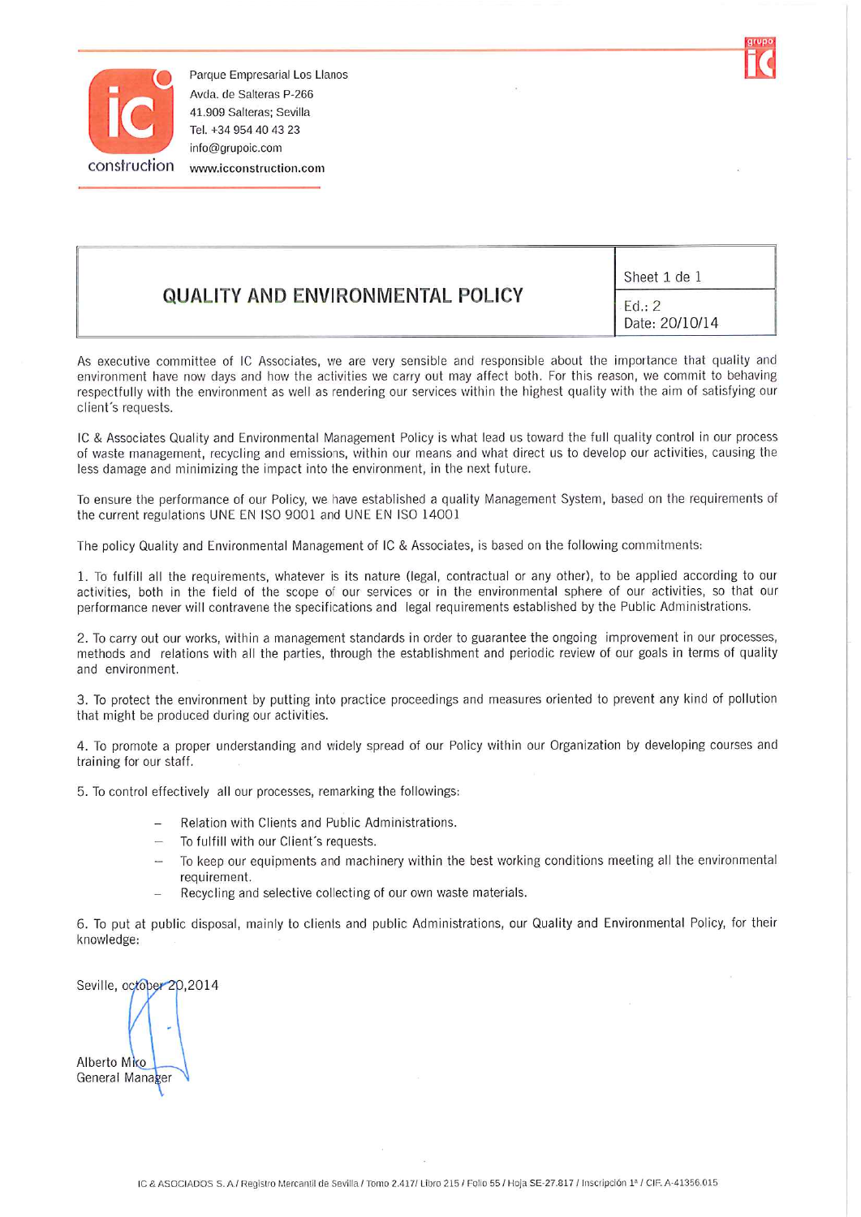Parque Empresarial Los Llanos
Avda. de Salteras P-266
41.909 Salteras; Sevilla
Tel. +34 954 40 43 23
info@grupoic.com
www.icconstruction.com

| QUALITY AND ENVIRONMENTAL POLICY | Sheet 1 de 1 |
|---|---|
| | Ed.: 2<br>Date: 20/10/14 |

As executive committee of IC Associates, we are very sensible and responsible about the importance that quality and environment have now days and how the activities we carry out may affect both. For this reason, we commit to behaving respectfully with the environment as well as rendering our services within the highest quality with the aim of satisfying our client´s requests.

IC & Associates Quality and Environmental Management Policy is what lead us toward the full quality control in our process of waste management, recycling and emissions, within our means and what direct us to develop our activities, causing the less damage and minimizing the impact into the environment, in the next future.

To ensure the performance of our Policy, we have established a quality Management System, based on the requirements of the current regulations UNE EN ISO 9001 and UNE EN ISO 14001

The policy Quality and Environmental Management of IC & Associates, is based on the following commitments:

1. To fulfill all the requirements, whatever is its nature (legal, contractual or any other), to be applied according to our activities, both in the field of the scope of our services or in the environmental sphere of our activities, so that our performance never will contravene the specifications and legal requirements established by the Public Administrations.

2. To carry out our works, within a management standards in order to guarantee the ongoing improvement in our processes, methods and relations with all the parties, through the establishment and periodic review of our goals in terms of quality and environment.

3. To protect the environment by putting into practice proceedings and measures oriented to prevent any kind of pollution that might be produced during our activities.

4. To promote a proper understanding and widely spread of our Policy within our Organization by developing courses and training for our staff.

5. To control effectively all our processes, remarking the followings:

- Relation with Clients and Public Administrations.
- To fulfill with our Client´s requests.
- To keep our equipments and machinery within the best working conditions meeting all the environmental requirement.
- Recycling and selective collecting of our own waste materials.

6. To put at public disposal, mainly to clients and public Administrations, our Quality and Environmental Policy, for their knowledge:

Seville, october 20,2014

Alberto Miro
General Manager

IC & ASOCIADOS S. A / Registro Mercantil de Sevilla / Tomo 2.417/ Libro 215 / Folio 55 / Hoja SE-27.817 / Inscripción 1ª / CIF. A-41356.015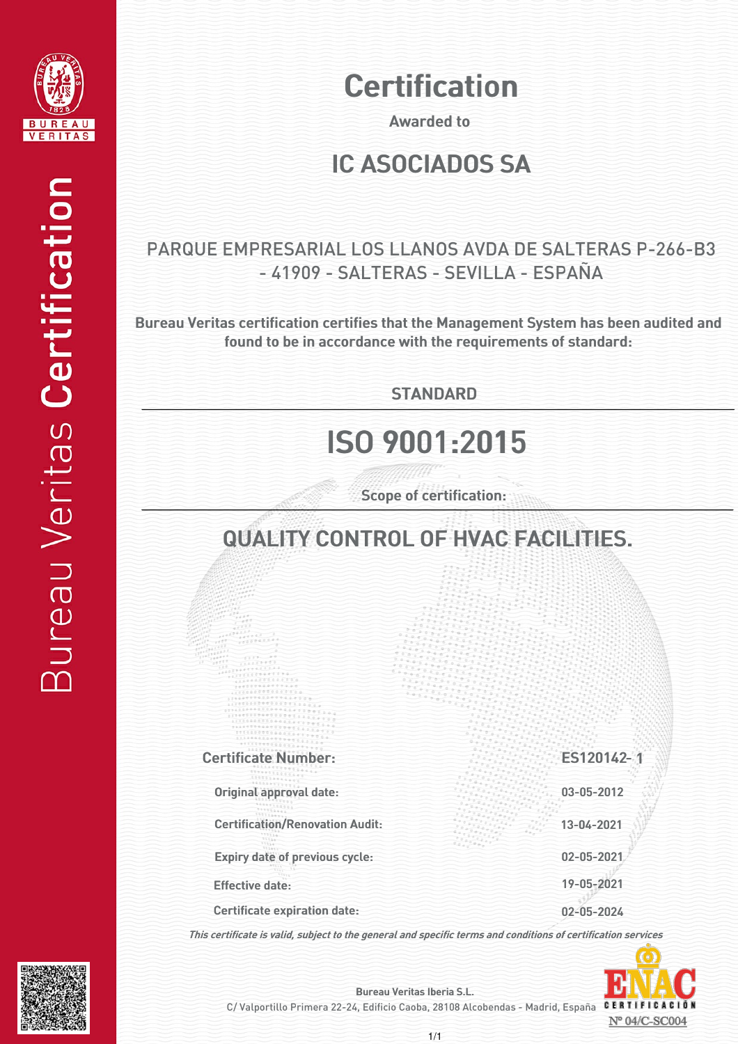# Certification

Awarded to

## IC ASOCIADOS SA

PARQUE EMPRESARIAL LOS LLANOS AVDA DE SALTERAS P-266-B3 - 41909 - SALTERAS - SEVILLA - ESPAÑA

**Bureau Veritas certification certifies that the Management System has been audited and found to be in accordance with the requirements of standard:**

**STANDARD**

## ISO 9001:2015

**Scope of certification:**

## QUALITY CONTROL OF HVAC FACILITIES.

| | |
|---|---|
| **Certificate Number:** | **ES120142- 1** |
| Original approval date: | 03-05-2012 |
| Certification/Renovation Audit: | 13-04-2021 |
| Expiry date of previous cycle: | 02-05-2021 |
| Effective date: | 19-05-2021 |
| Certificate expiration date: | 02-05-2024 |

*This certificate is valid, subject to the general and specific terms and conditions of certification services*

**Bureau Veritas Iberia S.L.**
C/ Valportillo Primera 22-24, Edificio Caoba, 28108 Alcobendas - Madrid, España

ENAC CERTIFICACIÓN Nº 04/C-SC004

Bureau Veritas Certification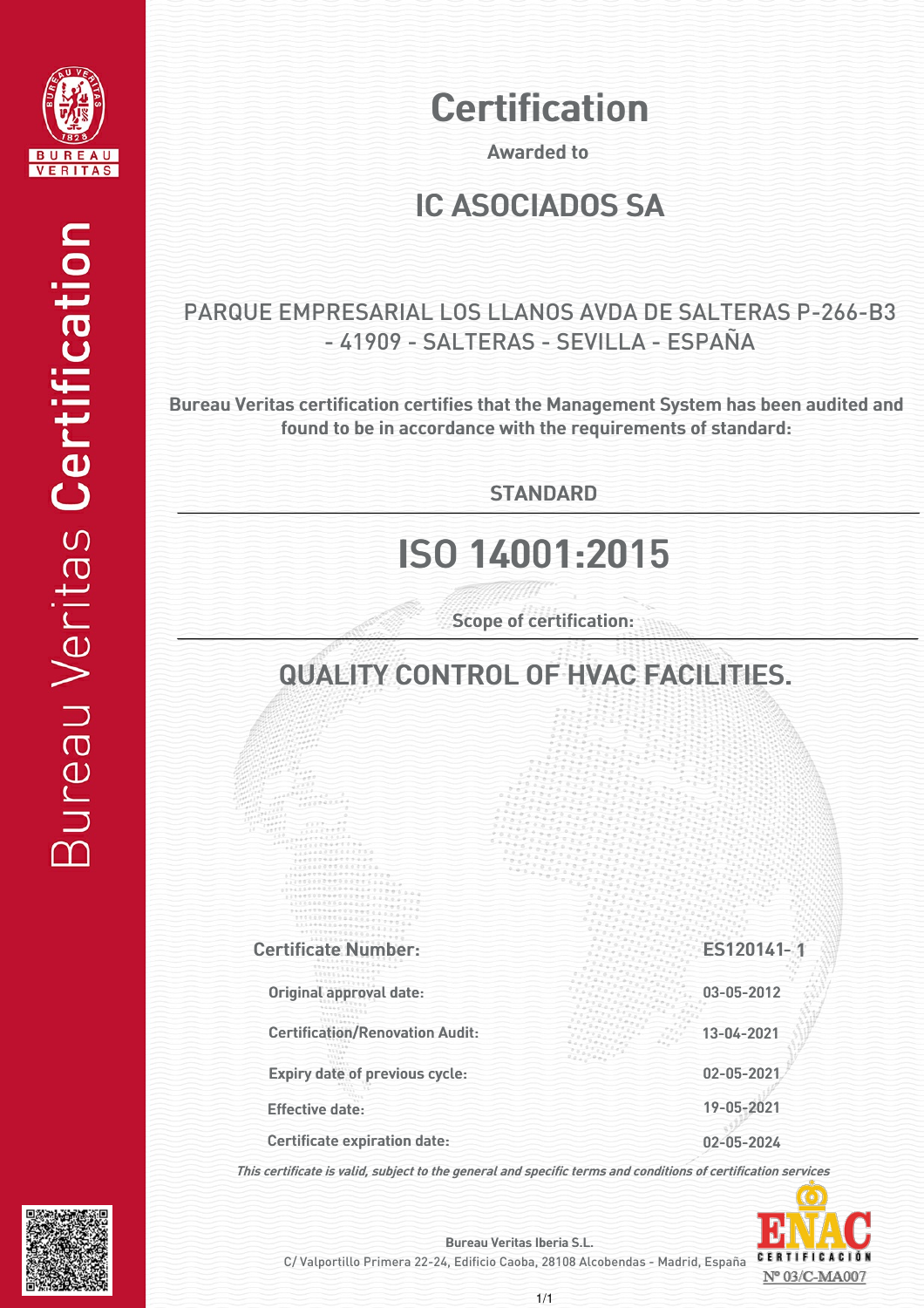# Certification

Awarded to

## IC ASOCIADOS SA

PARQUE EMPRESARIAL LOS LLANOS AVDA DE SALTERAS P-266-B3 - 41909 - SALTERAS - SEVILLA - ESPAÑA

**Bureau Veritas certification certifies that the Management System has been audited and found to be in accordance with the requirements of standard:**

**STANDARD**

## ISO 14001:2015

**Scope of certification:**

## QUALITY CONTROL OF HVAC FACILITIES.

| | |
|---|---|
| **Certificate Number:** | **ES120141- 1** |
| Original approval date: | 03-05-2012 |
| Certification/Renovation Audit: | 13-04-2021 |
| Expiry date of previous cycle: | 02-05-2021 |
| Effective date: | 19-05-2021 |
| Certificate expiration date: | 02-05-2024 |

*This certificate is valid, subject to the general and specific terms and conditions of certification services*

**Bureau Veritas Iberia S.L.**
C/ Valportillo Primera 22-24, Edificio Caoba, 28108 Alcobendas - Madrid, España

ENAC CERTIFICACIÓN
Nº 03/C-MA007

Bureau Veritas Certification